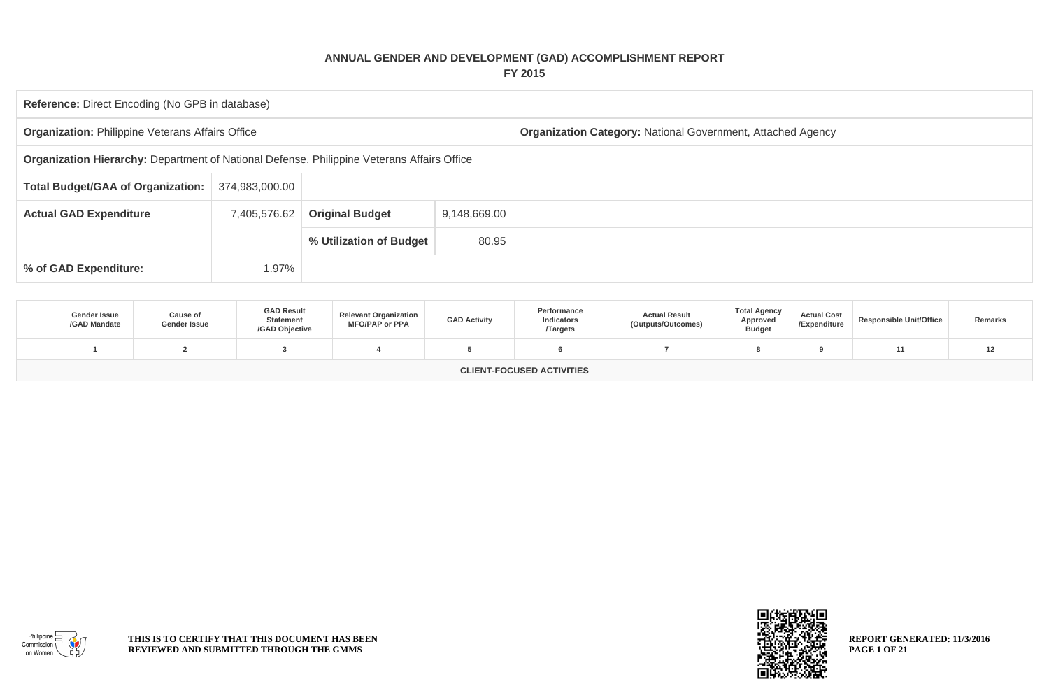# ANNUAL GENDER AND DEVELOPMENT (GAD) ACCOMPLISHMENT REPORT

## FY 2015

| **Reference:** Direct Encoding (No GPB in database) | | | | |
|---|---|---|---|---|
| **Organization:** Philippine Veterans Affairs Office | | | | **Organization Category:** National Government, Attached Agency |
| **Organization Hierarchy:** Department of National Defense, Philippine Veterans Affairs Office | | | | |
| **Total Budget/GAA of Organization:** | 374,983,000.00 | | | |
| **Actual GAD Expenditure** | 7,405,576.62 | **Original Budget** | 9,148,669.00 | |
| | | **% Utilization of Budget** | 80.95 | |
| **% of GAD Expenditure:** | 1.97% | | | |

| | Gender Issue /GAD Mandate | Cause of Gender Issue | GAD Result Statement /GAD Objective | Relevant Organization MFO/PAP or PPA | GAD Activity | Performance Indicators /Targets | Actual Result (Outputs/Outcomes) | Total Agency Approved Budget | Actual Cost /Expenditure | Responsible Unit/Office | Remarks |
|---|---|---|---|---|---|---|---|---|---|---|---|
| | 1 | 2 | 3 | 4 | 5 | 6 | 7 | 8 | 9 | 11 | 12 |
| **CLIENT-FOCUSED ACTIVITIES** | | | | | | | | | | | |

THIS IS TO CERTIFY THAT THIS DOCUMENT HAS BEEN REVIEWED AND SUBMITTED THROUGH THE GMMS

REPORT GENERATED: 11/3/2016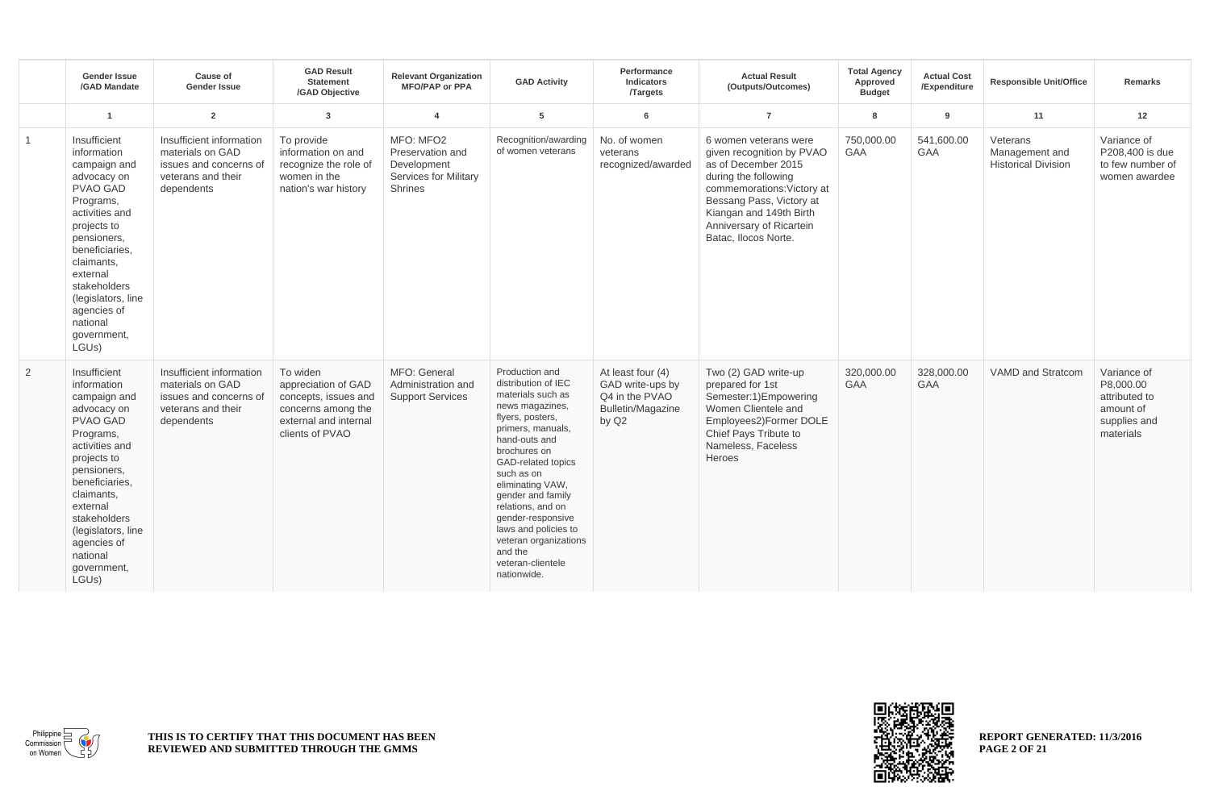| | Gender Issue /GAD Mandate | Cause of Gender Issue | GAD Result Statement /GAD Objective | Relevant Organization MFO/PAP or PPA | GAD Activity | Performance Indicators /Targets | Actual Result (Outputs/Outcomes) | Total Agency Approved Budget | Actual Cost /Expenditure | Responsible Unit/Office | Remarks |
|---|---|---|---|---|---|---|---|---|---|---|---|
| | 1 | 2 | 3 | 4 | 5 | 6 | 7 | 8 | 9 | 11 | 12 |
| 1 | Insufficient information campaign and advocacy on PVAO GAD Programs, activities and projects to pensioners, beneficiaries, claimants, external stakeholders (legislators, line agencies of national government, LGUs) | Insufficient information materials on GAD issues and concerns of veterans and their dependents | To provide information on and recognize the role of women in the nation's war history | MFO: MFO2 Preservation and Development Services for Military Shrines | Recognition/awarding of women veterans | No. of women veterans recognized/awarded | 6 women veterans were given recognition by PVAO as of December 2015 during the following commemorations:Victory at Bessang Pass, Victory at Kiangan and 149th Birth Anniversary of Ricartein Batac, Ilocos Norte. | 750,000.00 GAA | 541,600.00 GAA | Veterans Management and Historical Division | Variance of P208,400 is due to few number of women awardee |
| 2 | Insufficient information campaign and advocacy on PVAO GAD Programs, activities and projects to pensioners, beneficiaries, claimants, external stakeholders (legislators, line agencies of national government, LGUs) | Insufficient information materials on GAD issues and concerns of veterans and their dependents | To widen appreciation of GAD concepts, issues and concerns among the external and internal clients of PVAO | MFO: General Administration and Support Services | Production and distribution of IEC materials such as news magazines, flyers, posters, primers, manuals, hand-outs and brochures on GAD-related topics such as on eliminating VAW, gender and family relations, and on gender-responsive laws and policies to veteran organizations and the veteran-clientele nationwide. | At least four (4) GAD write-ups by Q4 in the PVAO Bulletin/Magazine by Q2 | Two (2) GAD write-up prepared for 1st Semester:1)Empowering Women Clientele and Employees2)Former DOLE Chief Pays Tribute to Nameless, Faceless Heroes | 320,000.00 GAA | 328,000.00 GAA | VAMD and Stratcom | Variance of P8,000.00 attributed to amount of supplies and materials |

THIS IS TO CERTIFY THAT THIS DOCUMENT HAS BEEN REVIEWED AND SUBMITTED THROUGH THE GMMS

REPORT GENERATED: 11/3/2016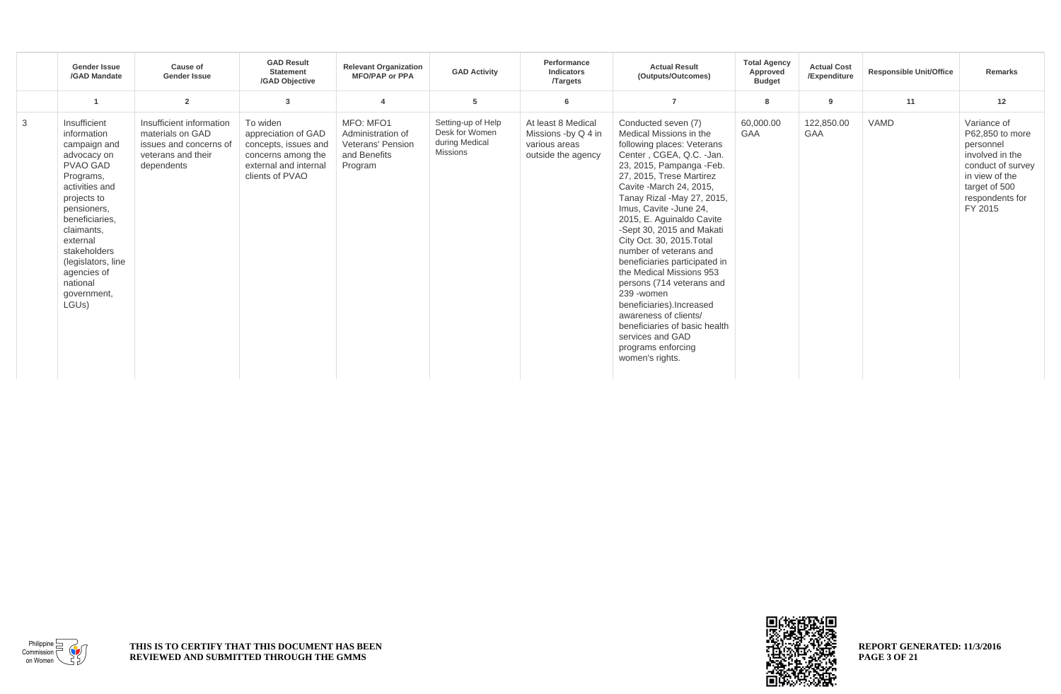| | Gender Issue /GAD Mandate | Cause of Gender Issue | GAD Result Statement /GAD Objective | Relevant Organization MFO/PAP or PPA | GAD Activity | Performance Indicators /Targets | Actual Result (Outputs/Outcomes) | Total Agency Approved Budget | Actual Cost /Expenditure | Responsible Unit/Office | Remarks |
|---|---|---|---|---|---|---|---|---|---|---|---|
| | 1 | 2 | 3 | 4 | 5 | 6 | 7 | 8 | 9 | 11 | 12 |
| 3 | Insufficient information campaign and advocacy on PVAO GAD Programs, activities and projects to pensioners, beneficiaries, claimants, external stakeholders (legislators, line agencies of national government, LGUs) | Insufficient information materials on GAD issues and concerns of veterans and their dependents | To widen appreciation of GAD concepts, issues and concerns among the external and internal clients of PVAO | MFO: MFO1 Administration of Veterans' Pension and Benefits Program | Setting-up of Help Desk for Women during Medical Missions | At least 8 Medical Missions -by Q 4 in various areas outside the agency | Conducted seven (7) Medical Missions in the following places: Veterans Center , CGEA, Q.C. -Jan. 23, 2015, Pampanga -Feb. 27, 2015, Trese Martirez Cavite -March 24, 2015, Tanay Rizal -May 27, 2015, Imus, Cavite -June 24, 2015, E. Aguinaldo Cavite -Sept 30, 2015 and Makati City Oct. 30, 2015.Total number of veterans and beneficiaries participated in the Medical Missions 953 persons (714 veterans and 239 -women beneficiaries).Increased awareness of clients/ beneficiaries of basic health services and GAD programs enforcing women's rights. | 60,000.00 GAA | 122,850.00 GAA | VAMD | Variance of P62,850 to more personnel involved in the conduct of survey in view of the target of 500 respondents for FY 2015 |

THIS IS TO CERTIFY THAT THIS DOCUMENT HAS BEEN REVIEWED AND SUBMITTED THROUGH THE GMMS

REPORT GENERATED: 11/3/2016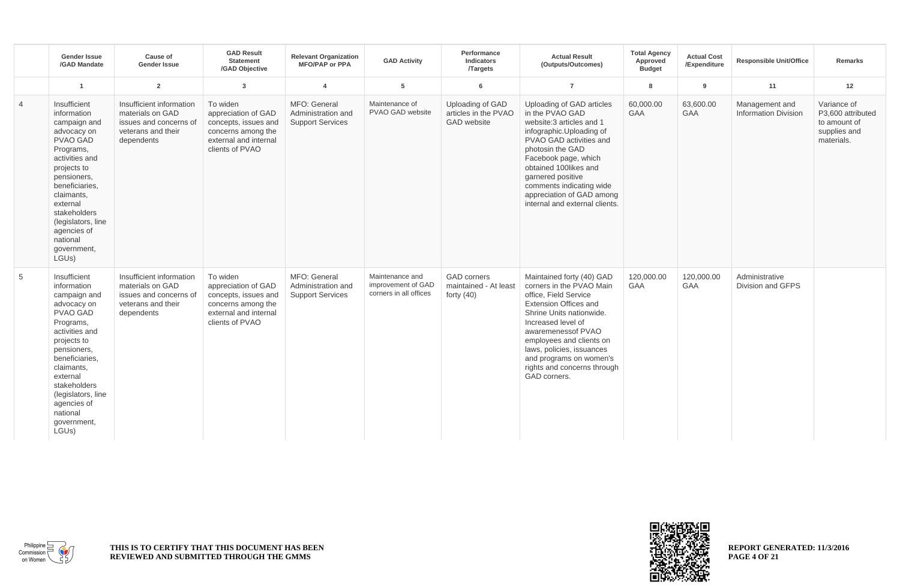| | Gender Issue /GAD Mandate | Cause of Gender Issue | GAD Result Statement /GAD Objective | Relevant Organization MFO/PAP or PPA | GAD Activity | Performance Indicators /Targets | Actual Result (Outputs/Outcomes) | Total Agency Approved Budget | Actual Cost /Expenditure | Responsible Unit/Office | Remarks |
|---|---|---|---|---|---|---|---|---|---|---|---|
| | 1 | 2 | 3 | 4 | 5 | 6 | 7 | 8 | 9 | 11 | 12 |
| 4 | Insufficient information campaign and advocacy on PVAO GAD Programs, activities and projects to pensioners, beneficiaries, claimants, external stakeholders (legislators, line agencies of national government, LGUs) | Insufficient information materials on GAD issues and concerns of veterans and their dependents | To widen appreciation of GAD concepts, issues and concerns among the external and internal clients of PVAO | MFO: General Administration and Support Services | Maintenance of PVAO GAD website | Uploading of GAD articles in the PVAO GAD website | Uploading of GAD articles in the PVAO GAD website:3 articles and 1 infographic.Uploading of PVAO GAD activities and photosin the GAD Facebook page, which obtained 100likes and garnered positive comments indicating wide appreciation of GAD among internal and external clients. | 60,000.00 GAA | 63,600.00 GAA | Management and Information Division | Variance of P3,600 attributed to amount of supplies and materials. |
| 5 | Insufficient information campaign and advocacy on PVAO GAD Programs, activities and projects to pensioners, beneficiaries, claimants, external stakeholders (legislators, line agencies of national government, LGUs) | Insufficient information materials on GAD issues and concerns of veterans and their dependents | To widen appreciation of GAD concepts, issues and concerns among the external and internal clients of PVAO | MFO: General Administration and Support Services | Maintenance and improvement of GAD corners in all offices | GAD corners maintained - At least forty (40) | Maintained forty (40) GAD corners in the PVAO Main office, Field Service Extension Offices and Shrine Units nationwide. Increased level of awarenessof PVAO employees and clients on laws, policies, issuances and programs on women's rights and concerns through GAD corners. | 120,000.00 GAA | 120,000.00 GAA | Administrative Division and GFPS | |

Philippine Commission on Women

**THIS IS TO CERTIFY THAT THIS DOCUMENT HAS BEEN REVIEWED AND SUBMITTED THROUGH THE GMMS**

**REPORT GENERATED: 11/3/2016**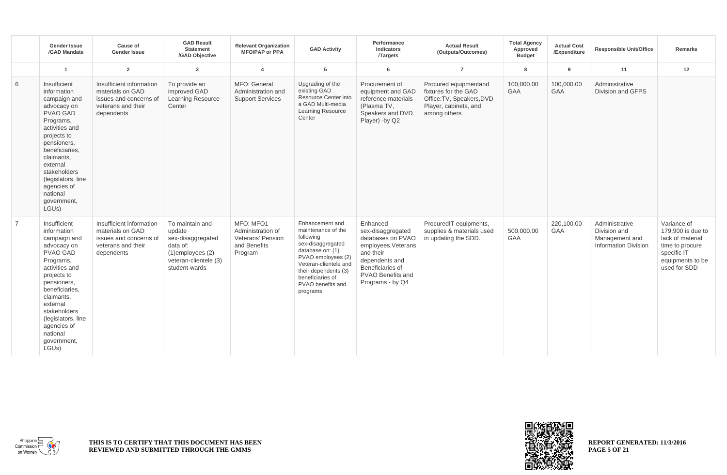| | Gender Issue /GAD Mandate | Cause of Gender Issue | GAD Result Statement /GAD Objective | Relevant Organization MFO/PAP or PPA | GAD Activity | Performance Indicators /Targets | Actual Result (Outputs/Outcomes) | Total Agency Approved Budget | Actual Cost /Expenditure | Responsible Unit/Office | Remarks |
|---|---|---|---|---|---|---|---|---|---|---|---|
| | 1 | 2 | 3 | 4 | 5 | 6 | 7 | 8 | 9 | 11 | 12 |
| 6 | Insufficient information campaign and advocacy on PVAO GAD Programs, activities and projects to pensioners, beneficiaries, claimants, external stakeholders (legislators, line agencies of national government, LGUs) | Insufficient information materials on GAD issues and concerns of veterans and their dependents | To provide an improved GAD Learning Resource Center | MFO: General Administration and Support Services | Upgrading of the existing GAD Resource Center into a GAD Multi-media Learning Resource Center | Procurement of equipment and GAD reference materials (Plasma TV, Speakers and DVD Player) -by Q2 | Procured equipmentand fixtures for the GAD Office:TV, Speakers,DVD Player, cabinets, and among others. | 100,000.00 GAA | 100,000.00 GAA | Administrative Division and GFPS | |
| 7 | Insufficient information campaign and advocacy on PVAO GAD Programs, activities and projects to pensioners, beneficiaries, claimants, external stakeholders (legislators, line agencies of national government, LGUs) | Insufficient information materials on GAD issues and concerns of veterans and their dependents | To maintain and update sex-disaggregated data of: (1)employees (2) veteran-clientele (3) student-wards | MFO: MFO1 Administration of Veterans' Pension and Benefits Program | Enhancement and maintenance of the following sex-disaggregated database on: (1) PVAO employees (2) Veteran-clientele and their dependents (3) beneficiaries of PVAO benefits and programs | Enhanced sex-disaggregated databases on PVAO employees.Veterans and their dependents and Beneficiaries of PVAO Benefits and Programs - by Q4 | ProcuredIT equipments, supplies & materials used in updating the SDD. | 500,000.00 GAA | 220,100.00 GAA | Administrative Division and Management and Information Division | Variance of 179,900 is due to lack of material time to procure specific IT equipments to be used for SDD |

THIS IS TO CERTIFY THAT THIS DOCUMENT HAS BEEN REVIEWED AND SUBMITTED THROUGH THE GMMS

REPORT GENERATED: 11/3/2016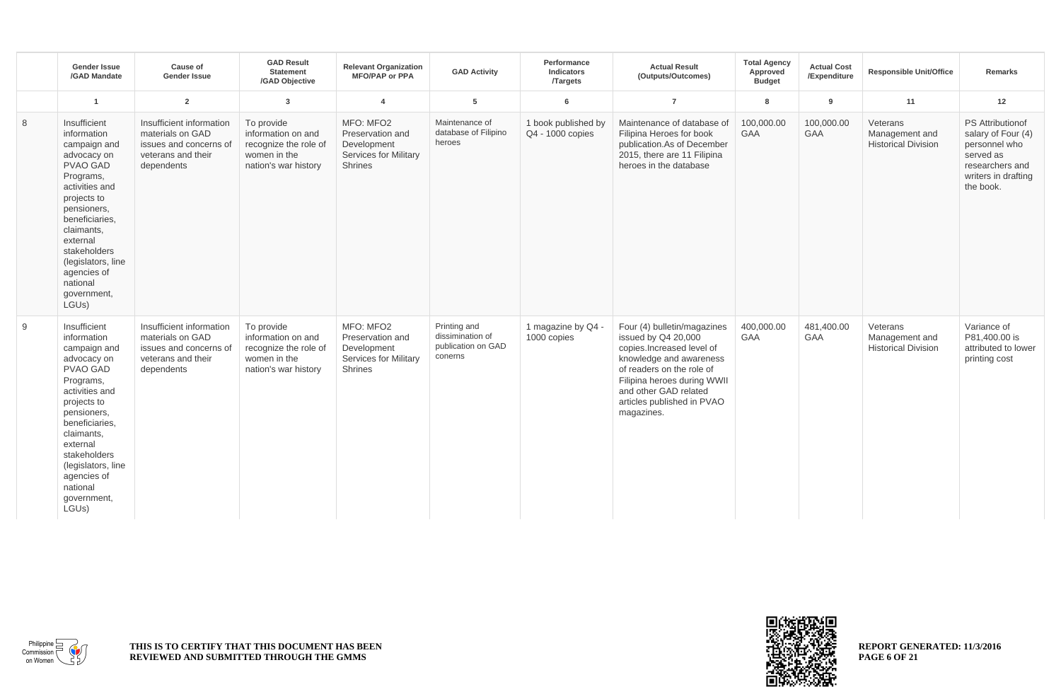| | Gender Issue /GAD Mandate | Cause of Gender Issue | GAD Result Statement /GAD Objective | Relevant Organization MFO/PAP or PPA | GAD Activity | Performance Indicators /Targets | Actual Result (Outputs/Outcomes) | Total Agency Approved Budget | Actual Cost /Expenditure | Responsible Unit/Office | Remarks |
|---|---|---|---|---|---|---|---|---|---|---|---|
| | 1 | 2 | 3 | 4 | 5 | 6 | 7 | 8 | 9 | 11 | 12 |
| 8 | Insufficient information campaign and advocacy on PVAO GAD Programs, activities and projects to pensioners, beneficiaries, claimants, external stakeholders (legislators, line agencies of national government, LGUs) | Insufficient information materials on GAD issues and concerns of veterans and their dependents | To provide information on and recognize the role of women in the nation's war history | MFO: MFO2 Preservation and Development Services for Military Shrines | Maintenance of database of Filipino heroes | 1 book published by Q4 - 1000 copies | Maintenance of database of Filipina Heroes for book publication.As of December 2015, there are 11 Filipina heroes in the database | 100,000.00 GAA | 100,000.00 GAA | Veterans Management and Historical Division | PS Attributionof salary of Four (4) personnel who served as researchers and writers in drafting the book. |
| 9 | Insufficient information campaign and advocacy on PVAO GAD Programs, activities and projects to pensioners, beneficiaries, claimants, external stakeholders (legislators, line agencies of national government, LGUs) | Insufficient information materials on GAD issues and concerns of veterans and their dependents | To provide information on and recognize the role of women in the nation's war history | MFO: MFO2 Preservation and Development Services for Military Shrines | Printing and dissimination of publication on GAD conerns | 1 magazine by Q4 - 1000 copies | Four (4) bulletin/magazines issued by Q4 20,000 copies.Increased level of knowledge and awareness of readers on the role of Filipina heroes during WWII and other GAD related articles published in PVAO magazines. | 400,000.00 GAA | 481,400.00 GAA | Veterans Management and Historical Division | Variance of P81,400.00 is attributed to lower printing cost |

**THIS IS TO CERTIFY THAT THIS DOCUMENT HAS BEEN REVIEWED AND SUBMITTED THROUGH THE GMMS**

**REPORT GENERATED: 11/3/2016**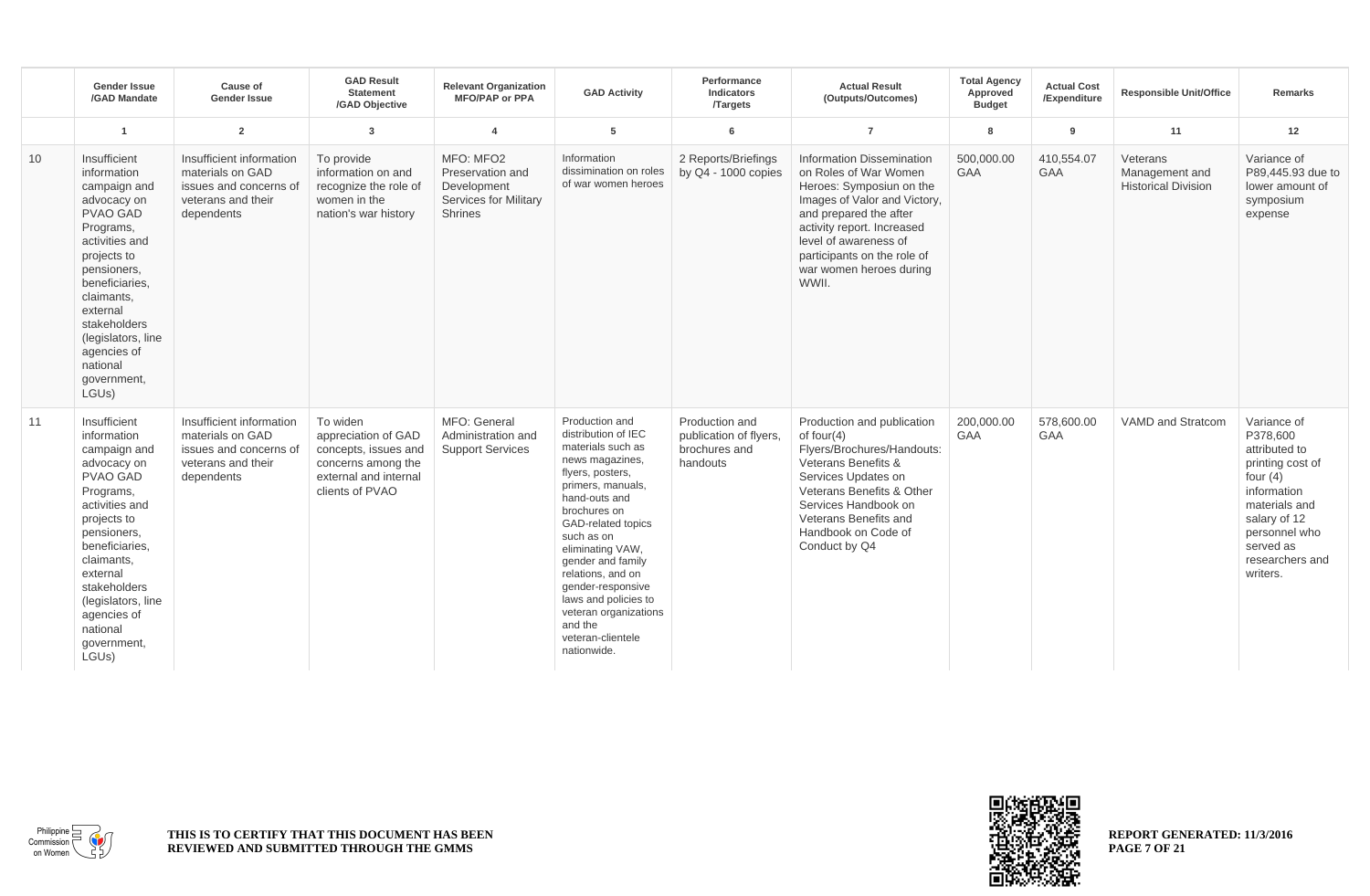| | Gender Issue /GAD Mandate | Cause of Gender Issue | GAD Result Statement /GAD Objective | Relevant Organization MFO/PAP or PPA | GAD Activity | Performance Indicators /Targets | Actual Result (Outputs/Outcomes) | Total Agency Approved Budget | Actual Cost /Expenditure | Responsible Unit/Office | Remarks |
|---|---|---|---|---|---|---|---|---|---|---|---|
| | 1 | 2 | 3 | 4 | 5 | 6 | 7 | 8 | 9 | 11 | 12 |
| 10 | Insufficient information campaign and advocacy on PVAO GAD Programs, activities and projects to pensioners, beneficiaries, claimants, external stakeholders (legislators, line agencies of national government, LGUs) | Insufficient information materials on GAD issues and concerns of veterans and their dependents | To provide information on and recognize the role of women in the nation's war history | MFO: MFO2 Preservation and Development Services for Military Shrines | Information dissimination on roles of war women heroes | 2 Reports/Briefings by Q4 - 1000 copies | Information Dissemination on Roles of War Women Heroes: Symposiun on the Images of Valor and Victory, and prepared the after activity report. Increased level of awareness of participants on the role of war women heroes during WWII. | 500,000.00 GAA | 410,554.07 GAA | Veterans Management and Historical Division | Variance of P89,445.93 due to lower amount of symposium expense |
| 11 | Insufficient information campaign and advocacy on PVAO GAD Programs, activities and projects to pensioners, beneficiaries, claimants, external stakeholders (legislators, line agencies of national government, LGUs) | Insufficient information materials on GAD issues and concerns of veterans and their dependents | To widen appreciation of GAD concepts, issues and concerns among the external and internal clients of PVAO | MFO: General Administration and Support Services | Production and distribution of IEC materials such as news magazines, flyers, posters, primers, manuals, hand-outs and brochures on GAD-related topics such as on eliminating VAW, gender and family relations, and on gender-responsive laws and policies to veteran organizations and the veteran-clientele nationwide. | Production and publication of flyers, brochures and handouts | Production and publication of four(4) Flyers/Brochures/Handouts: Veterans Benefits & Services Updates on Veterans Benefits & Other Services Handbook on Veterans Benefits and Handbook on Code of Conduct by Q4 | 200,000.00 GAA | 578,600.00 GAA | VAMD and Stratcom | Variance of P378,600 attributed to printing cost of four (4) information materials and salary of 12 personnel who served as researchers and writers. |

THIS IS TO CERTIFY THAT THIS DOCUMENT HAS BEEN REVIEWED AND SUBMITTED THROUGH THE GMMS

REPORT GENERATED: 11/3/2016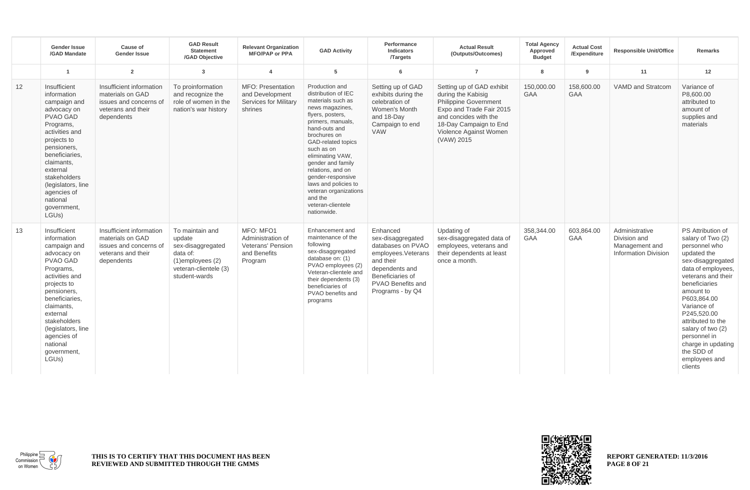| | Gender Issue /GAD Mandate | Cause of Gender Issue | GAD Result Statement /GAD Objective | Relevant Organization MFO/PAP or PPA | GAD Activity | Performance Indicators /Targets | Actual Result (Outputs/Outcomes) | Total Agency Approved Budget | Actual Cost /Expenditure | Responsible Unit/Office | Remarks |
|---|---|---|---|---|---|---|---|---|---|---|---|
| | 1 | 2 | 3 | 4 | 5 | 6 | 7 | 8 | 9 | 11 | 12 |
| 12 | Insufficient information campaign and advocacy on PVAO GAD Programs, activities and projects to pensioners, beneficiaries, claimants, external stakeholders (legislators, line agencies of national government, LGUs) | Insufficient information materials on GAD issues and concerns of veterans and their dependents | To proinformation and recognize the role of women in the nation's war history | MFO: Presentation and Development Services for Military shrines | Production and distribution of IEC materials such as news magazines, flyers, posters, primers, manuals, hand-outs and brochures on GAD-related topics such as on eliminating VAW, gender and family relations, and on gender-responsive laws and policies to veteran organizations and the veteran-clientele nationwide. | Setting up of GAD exhibits during the celebration of Women's Month and 18-Day Campaign to end VAW | Setting up of GAD exhibit during the Kabisig Philippine Government Expo and Trade Fair 2015 and concides with the 18-Day Campaign to End Violence Against Women (VAW) 2015 | 150,000.00 GAA | 158,600.00 GAA | VAMD and Stratcom | Variance of P8,600.00 attributed to amount of supplies and materials |
| 13 | Insufficient information campaign and advocacy on PVAO GAD Programs, activities and projects to pensioners, beneficiaries, claimants, external stakeholders (legislators, line agencies of national government, LGUs) | Insufficient information materials on GAD issues and concerns of veterans and their dependents | To maintain and update sex-disaggregated data of: (1)employees (2) veteran-clientele (3) student-wards | MFO: MFO1 Administration of Veterans' Pension and Benefits Program | Enhancement and maintenance of the following sex-disaggregated database on: (1) PVAO employees (2) Veteran-clientele and their dependents (3) beneficiaries of PVAO benefits and programs | Enhanced sex-disaggregated databases on PVAO employees.Veterans and their dependents and Beneficiaries of PVAO Benefits and Programs - by Q4 | Updating of sex-disaggregated data of employees, veterans and their dependents at least once a month. | 358,344.00 GAA | 603,864.00 GAA | Administrative Division and Management and Information Division | PS Attribution of salary of Two (2) personnel who updated the sex-disaggregated data of employees, veterans and their beneficiaries amount to P603,864.00 Variance of P245,520.00 attributed to the salary of two (2) personnel in charge in updating the SDD of employees and clients |

THIS IS TO CERTIFY THAT THIS DOCUMENT HAS BEEN REVIEWED AND SUBMITTED THROUGH THE GMMS

REPORT GENERATED: 11/3/2016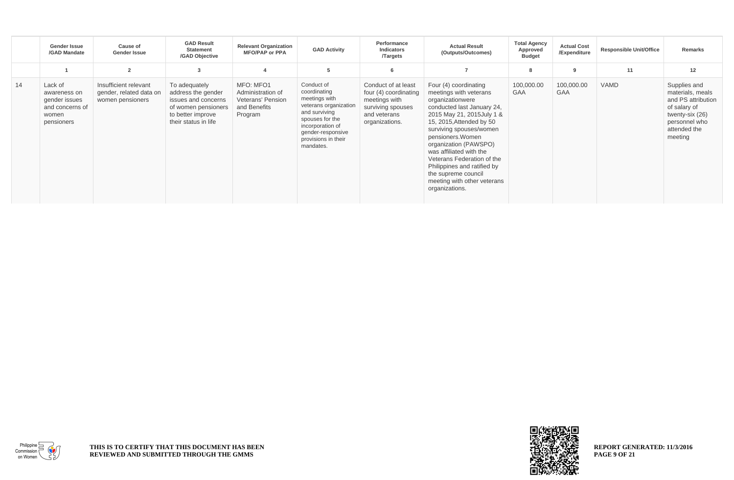| | Gender Issue /GAD Mandate | Cause of Gender Issue | GAD Result Statement /GAD Objective | Relevant Organization MFO/PAP or PPA | GAD Activity | Performance Indicators /Targets | Actual Result (Outputs/Outcomes) | Total Agency Approved Budget | Actual Cost /Expenditure | Responsible Unit/Office | Remarks |
|---|---|---|---|---|---|---|---|---|---|---|---|
| | 1 | 2 | 3 | 4 | 5 | 6 | 7 | 8 | 9 | 11 | 12 |
| 14 | Lack of awareness on gender issues and concerns of women pensioners | Insufficient relevant gender, related data on women pensioners | To adequately address the gender issues and concerns of women pensioners to better improve their status in life | MFO: MFO1 Administration of Veterans' Pension and Benefits Program | Conduct of coordinating meetings with veterans organization and surviving spouses for the incorporation of gender-responsive provisions in their mandates. | Conduct of at least four (4) coordinating meetings with surviving spouses and veterans organizations. | Four (4) coordinating meetings with veterans organizationwere conducted last January 24, 2015 May 21, 2015July 1 & 15, 2015,Attended by 50 surviving spouses/women pensioners.Women organization (PAWSPO) was affiliated with the Veterans Federation of the Philippines and ratified by the supreme council meeting with other veterans organizations. | 100,000.00 GAA | 100,000.00 GAA | VAMD | Supplies and materials, meals and PS attribution of salary of twenty-six (26) personnel who attended the meeting |

THIS IS TO CERTIFY THAT THIS DOCUMENT HAS BEEN REVIEWED AND SUBMITTED THROUGH THE GMMS

REPORT GENERATED: 11/3/2016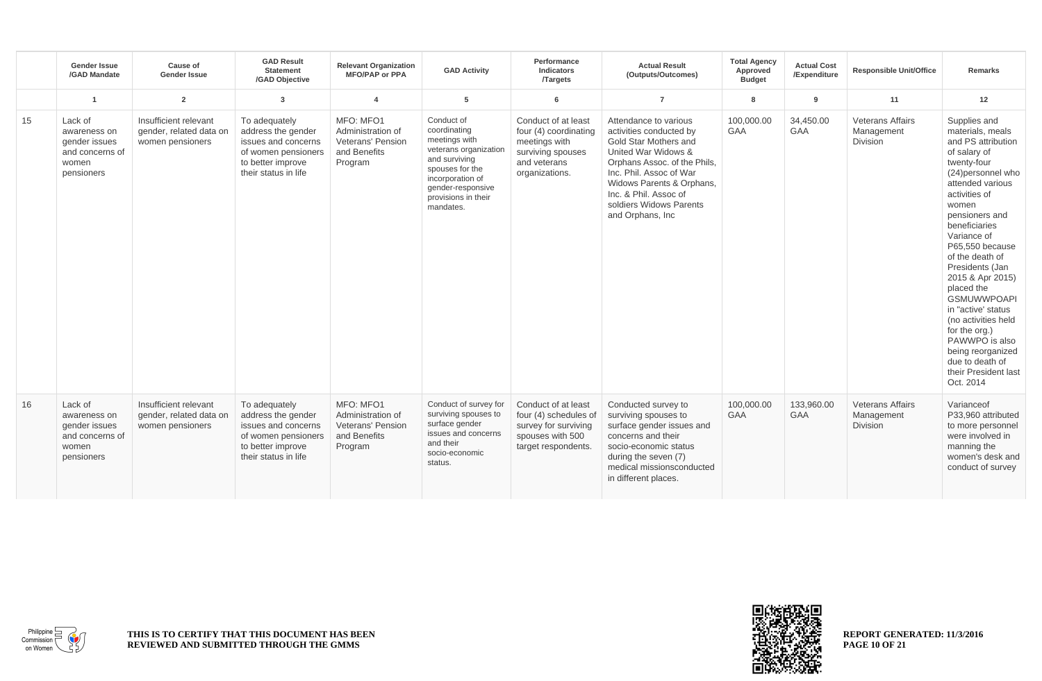| | Gender Issue /GAD Mandate | Cause of Gender Issue | GAD Result Statement /GAD Objective | Relevant Organization MFO/PAP or PPA | GAD Activity | Performance Indicators /Targets | Actual Result (Outputs/Outcomes) | Total Agency Approved Budget | Actual Cost /Expenditure | Responsible Unit/Office | Remarks |
|---|---|---|---|---|---|---|---|---|---|---|---|
| | 1 | 2 | 3 | 4 | 5 | 6 | 7 | 8 | 9 | 11 | 12 |
| 15 | Lack of awareness on gender issues and concerns of women pensioners | Insufficient relevant gender, related data on women pensioners | To adequately address the gender issues and concerns of women pensioners to better improve their status in life | MFO: MFO1 Administration of Veterans' Pension and Benefits Program | Conduct of coordinating meetings with veterans organization and surviving spouses for the incorporation of gender-responsive provisions in their mandates. | Conduct of at least four (4) coordinating meetings with surviving spouses and veterans organizations. | Attendance to various activities conducted by Gold Star Mothers and United War Widows & Orphans Assoc. of the Phils, Inc. Phil. Assoc of War Widows Parents & Orphans, Inc. & Phil. Assoc of soldiers Widows Parents and Orphans, Inc | 100,000.00 GAA | 34,450.00 GAA | Veterans Affairs Management Division | Supplies and materials, meals and PS attribution of salary of twenty-four (24)personnel who attended various activities of women pensioners and beneficiaries Variance of P65,550 because of the death of Presidents (Jan 2015 & Apr 2015) placed the GSMUWWPOAPI in "active' status (no activities held for the org.) PAWWPO is also being reorganized due to death of their President last Oct. 2014 |
| 16 | Lack of awareness on gender issues and concerns of women pensioners | Insufficient relevant gender, related data on women pensioners | To adequately address the gender issues and concerns of women pensioners to better improve their status in life | MFO: MFO1 Administration of Veterans' Pension and Benefits Program | Conduct of survey for surviving spouses to surface gender issues and concerns and their socio-economic status. | Conduct of at least four (4) schedules of survey for surviving spouses with 500 target respondents. | Conducted survey to surviving spouses to surface gender issues and concerns and their socio-economic status during the seven (7) medical missionsconducted in different places. | 100,000.00 GAA | 133,960.00 GAA | Veterans Affairs Management Division | Varianceof P33,960 attributed to more personnel were involved in manning the women's desk and conduct of survey |

THIS IS TO CERTIFY THAT THIS DOCUMENT HAS BEEN REVIEWED AND SUBMITTED THROUGH THE GMMS

REPORT GENERATED: 11/3/2016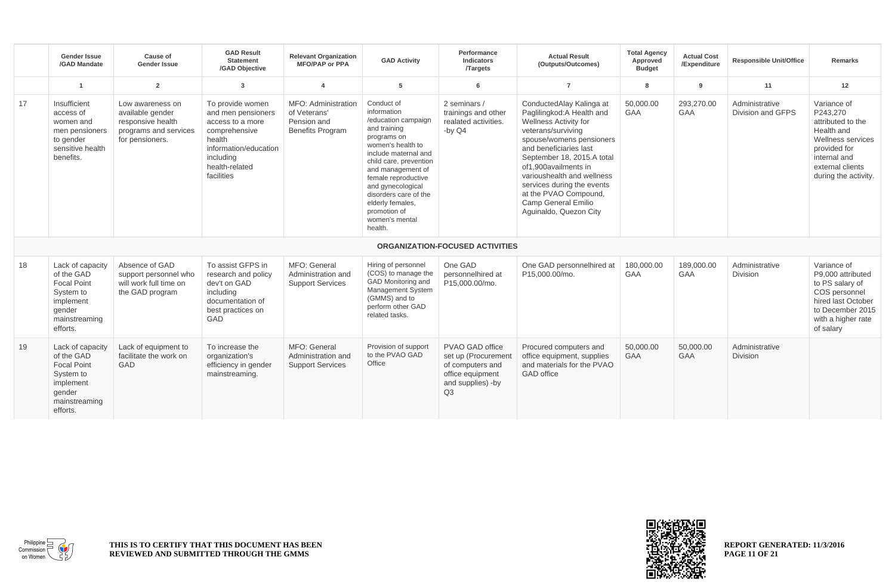| | Gender Issue /GAD Mandate | Cause of Gender Issue | GAD Result Statement /GAD Objective | Relevant Organization MFO/PAP or PPA | GAD Activity | Performance Indicators /Targets | Actual Result (Outputs/Outcomes) | Total Agency Approved Budget | Actual Cost /Expenditure | Responsible Unit/Office | Remarks |
|---|---|---|---|---|---|---|---|---|---|---|---|
| | 1 | 2 | 3 | 4 | 5 | 6 | 7 | 8 | 9 | 11 | 12 |
| 17 | Insufficient access of women and men pensioners to gender sensitive health benefits. | Low awareness on available gender responsive health programs and services for pensioners. | To provide women and men pensioners access to a more comprehensive health information/education including health-related facilities | MFO: Administration of Veterans' Pension and Benefits Program | Conduct of information /education campaign and training programs on women's health to include maternal and child care, prevention and management of female reproductive and gynecological disorders care of the elderly females, promotion of women's mental health. | 2 seminars / trainings and other realated activities. -by Q4 | ConductedAlay Kalinga at Paglilingkod:A Health and Wellness Activity for veterans/surviving spouse/womens pensioners and beneficiaries last September 18, 2015.A total of1,900availments in varioushealth and wellness services during the events at the PVAO Compound, Camp General Emilio Aguinaldo, Quezon City | 50,000.00 GAA | 293,270.00 GAA | Administrative Division and GFPS | Variance of P243,270 attributed to the Health and Wellness services provided for internal and external clients during the activity. |
| | | | | | **ORGANIZATION-FOCUSED ACTIVITIES** | | | | | | |
| 18 | Lack of capacity of the GAD Focal Point System to implement gender mainstreaming efforts. | Absence of GAD support personnel who will work full time on the GAD program | To assist GFPS in research and policy dev't on GAD including documentation of best practices on GAD | MFO: General Administration and Support Services | Hiring of personnel (COS) to manage the GAD Monitoring and Management System (GMMS) and to perform other GAD related tasks. | One GAD personnelhired at P15,000.00/mo. | One GAD personnelhired at P15,000.00/mo. | 180,000.00 GAA | 189,000.00 GAA | Administrative Division | Variance of P9,000 attributed to PS salary of COS personnel hired last October to December 2015 with a higher rate of salary |
| 19 | Lack of capacity of the GAD Focal Point System to implement gender mainstreaming efforts. | Lack of equipment to facilitate the work on GAD | To increase the organization's efficiency in gender mainstreaming. | MFO: General Administration and Support Services | Provision of support to the PVAO GAD Office | PVAO GAD office set up (Procurement of computers and office equipment and supplies) -by Q3 | Procured computers and office equipment, supplies and materials for the PVAO GAD office | 50,000.00 GAA | 50,000.00 GAA | Administrative Division | |

**THIS IS TO CERTIFY THAT THIS DOCUMENT HAS BEEN REVIEWED AND SUBMITTED THROUGH THE GMMS**

**REPORT GENERATED: 11/3/2016**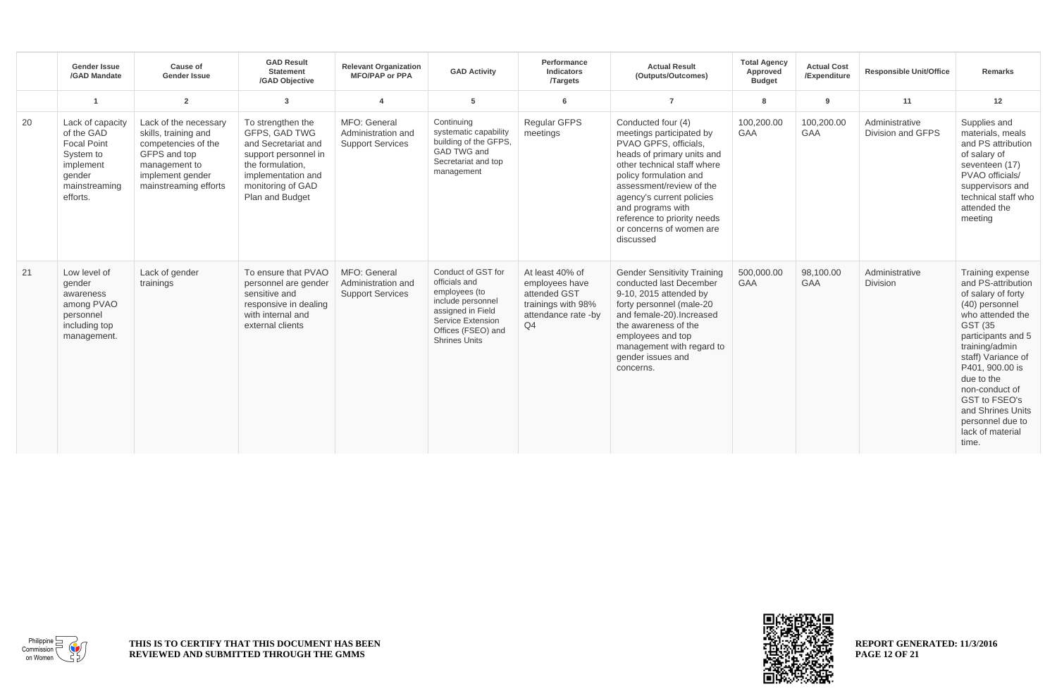|  | Gender Issue /GAD Mandate | Cause of Gender Issue | GAD Result Statement /GAD Objective | Relevant Organization MFO/PAP or PPA | GAD Activity | Performance Indicators /Targets | Actual Result (Outputs/Outcomes) | Total Agency Approved Budget | Actual Cost /Expenditure | Responsible Unit/Office | Remarks |
|---|---|---|---|---|---|---|---|---|---|---|---|
|  | 1 | 2 | 3 | 4 | 5 | 6 | 7 | 8 | 9 | 11 | 12 |
| 20 | Lack of capacity of the GAD Focal Point System to implement gender mainstreaming efforts. | Lack of the necessary skills, training and competencies of the GFPS and top management to implement gender mainstreaming efforts | To strengthen the GFPS, GAD TWG and Secretariat and support personnel in the formulation, implementation and monitoring of GAD Plan and Budget | MFO: General Administration and Support Services | Continuing systematic capability building of the GFPS, GAD TWG and Secretariat and top management | Regular GFPS meetings | Conducted four (4) meetings participated by PVAO GPFS, officials, heads of primary units and other technical staff where policy formulation and assessment/review of the agency's current policies and programs with reference to priority needs or concerns of women are discussed | 100,200.00 GAA | 100,200.00 GAA | Administrative Division and GFPS | Supplies and materials, meals and PS attribution of salary of seventeen (17) PVAO officials/ suppervisors and technical staff who attended the meeting |
| 21 | Low level of gender awareness among PVAO personnel including top management. | Lack of gender trainings | To ensure that PVAO personnel are gender sensitive and responsive in dealing with internal and external clients | MFO: General Administration and Support Services | Conduct of GST for officials and employees (to include personnel assigned in Field Service Extension Offices (FSEO) and Shrines Units | At least 40% of employees have attended GST trainings with 98% attendance rate -by Q4 | Gender Sensitivity Training conducted last December 9-10, 2015 attended by forty personnel (male-20 and female-20).Increased the awareness of the employees and top management with regard to gender issues and concerns. | 500,000.00 GAA | 98,100.00 GAA | Administrative Division | Training expense and PS-attribution of salary of forty (40) personnel who attended the GST (35 participants and 5 training/admin staff) Variance of P401, 900.00 is due to the non-conduct of GST to FSEO's and Shrines Units personnel due to lack of material time. |

THIS IS TO CERTIFY THAT THIS DOCUMENT HAS BEEN REVIEWED AND SUBMITTED THROUGH THE GMMS

REPORT GENERATED: 11/3/2016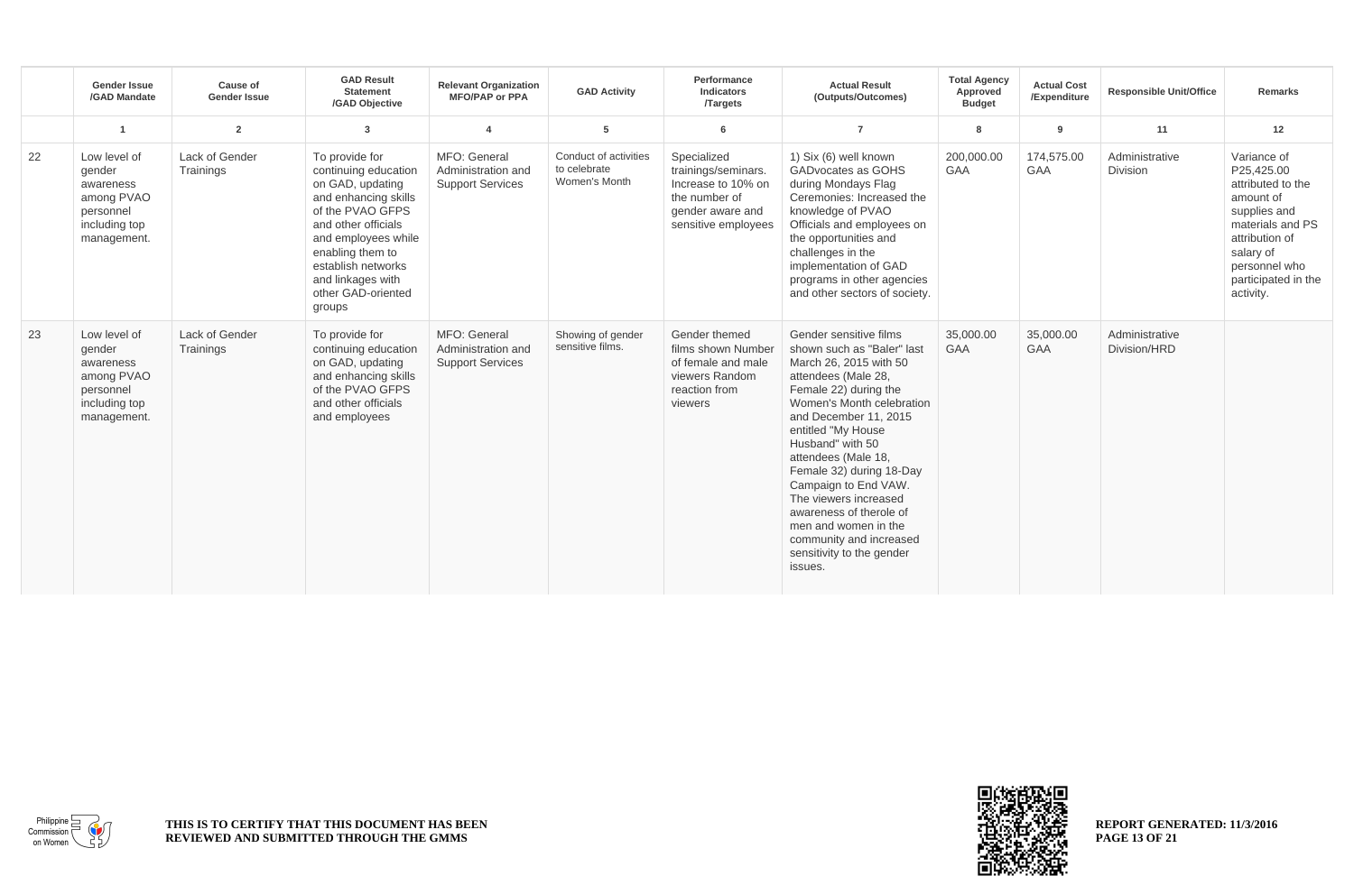| | Gender Issue /GAD Mandate | Cause of Gender Issue | GAD Result Statement /GAD Objective | Relevant Organization MFO/PAP or PPA | GAD Activity | Performance Indicators /Targets | Actual Result (Outputs/Outcomes) | Total Agency Approved Budget | Actual Cost /Expenditure | Responsible Unit/Office | Remarks |
|---|---|---|---|---|---|---|---|---|---|---|---|
| | 1 | 2 | 3 | 4 | 5 | 6 | 7 | 8 | 9 | 11 | 12 |
| 22 | Low level of gender awareness among PVAO personnel including top management. | Lack of Gender Trainings | To provide for continuing education on GAD, updating and enhancing skills of the PVAO GFPS and other officials and employees while enabling them to establish networks and linkages with other GAD-oriented groups | MFO: General Administration and Support Services | Conduct of activities to celebrate Women's Month | Specialized trainings/seminars. Increase to 10% on the number of gender aware and sensitive employees | 1) Six (6) well known GADvocates as GOHS during Mondays Flag Ceremonies: Increased the knowledge of PVAO Officials and employees on the opportunities and challenges in the implementation of GAD programs in other agencies and other sectors of society. | 200,000.00 GAA | 174,575.00 GAA | Administrative Division | Variance of P25,425.00 attributed to the amount of supplies and materials and PS attribution of salary of personnel who participated in the activity. |
| 23 | Low level of gender awareness among PVAO personnel including top management. | Lack of Gender Trainings | To provide for continuing education on GAD, updating and enhancing skills of the PVAO GFPS and other officials and employees | MFO: General Administration and Support Services | Showing of gender sensitive films. | Gender themed films shown Number of female and male viewers Random reaction from viewers | Gender sensitive films shown such as "Baler" last March 26, 2015 with 50 attendees (Male 28, Female 22) during the Women's Month celebration and December 11, 2015 entitled "My House Husband" with 50 attendees (Male 18, Female 32) during 18-Day Campaign to End VAW. The viewers increased awareness of therole of men and women in the community and increased sensitivity to the gender issues. | 35,000.00 GAA | 35,000.00 GAA | Administrative Division/HRD | |

THIS IS TO CERTIFY THAT THIS DOCUMENT HAS BEEN REVIEWED AND SUBMITTED THROUGH THE GMMS

REPORT GENERATED: 11/3/2016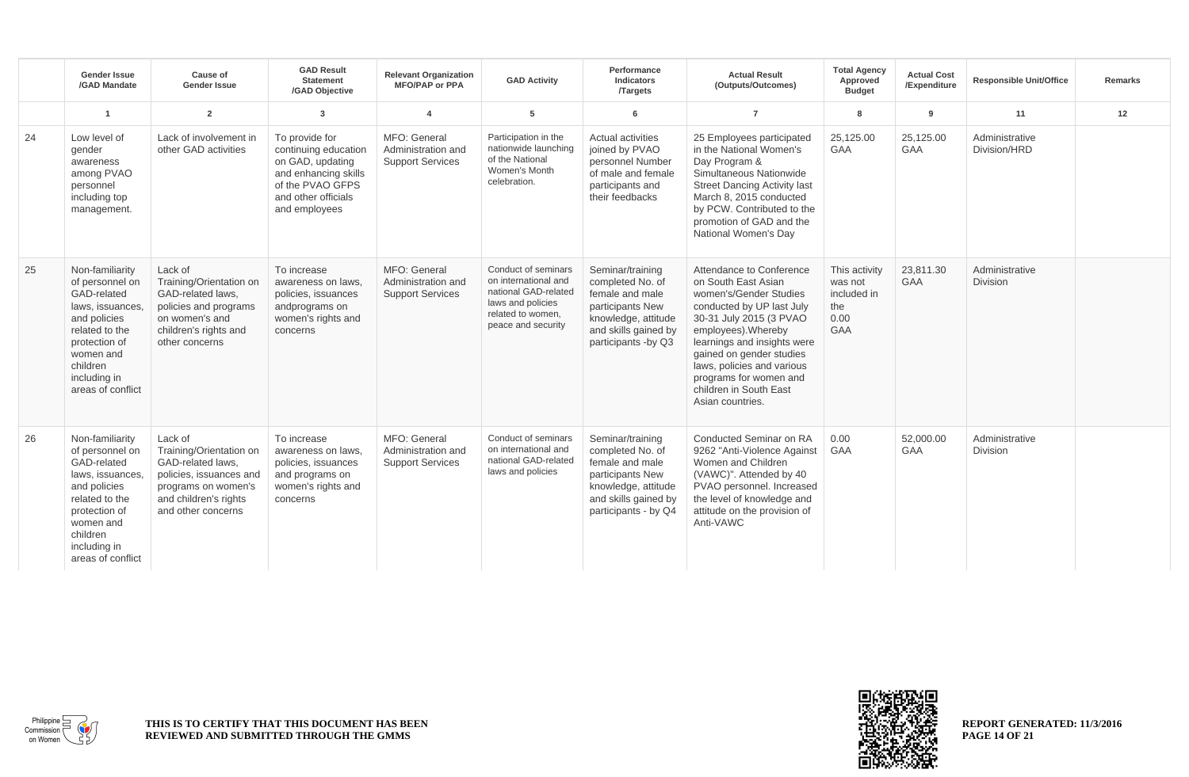| | Gender Issue /GAD Mandate | Cause of Gender Issue | GAD Result Statement /GAD Objective | Relevant Organization MFO/PAP or PPA | GAD Activity | Performance Indicators /Targets | Actual Result (Outputs/Outcomes) | Total Agency Approved Budget | Actual Cost /Expenditure | Responsible Unit/Office | Remarks |
|---|---|---|---|---|---|---|---|---|---|---|---|
| | 1 | 2 | 3 | 4 | 5 | 6 | 7 | 8 | 9 | 11 | 12 |
| 24 | Low level of gender awareness among PVAO personnel including top management. | Lack of involvement in other GAD activities | To provide for continuing education on GAD, updating and enhancing skills of the PVAO GFPS and other officials and employees | MFO: General Administration and Support Services | Participation in the nationwide launching of the National Women's Month celebration. | Actual activities joined by PVAO personnel Number of male and female participants and their feedbacks | 25 Employees participated in the National Women's Day Program & Simultaneous Nationwide Street Dancing Activity last March 8, 2015 conducted by PCW. Contributed to the promotion of GAD and the National Women's Day | 25,125.00 GAA | 25,125.00 GAA | Administrative Division/HRD | |
| 25 | Non-familiarity of personnel on GAD-related laws, issuances, and policies related to the protection of women and children including in areas of conflict | Lack of Training/Orientation on GAD-related laws, policies and programs on women's and children's rights and other concerns | To increase awareness on laws, policies, issuances andprograms on women's rights and concerns | MFO: General Administration and Support Services | Conduct of seminars on international and national GAD-related laws and policies related to women, peace and security | Seminar/training completed No. of female and male participants New knowledge, attitude and skills gained by participants -by Q3 | Attendance to Conference on South East Asian women's/Gender Studies conducted by UP last July 30-31 July 2015 (3 PVAO employees).Whereby learnings and insights were gained on gender studies laws, policies and various programs for women and children in South East Asian countries. | This activity was not included in the 0.00 GAA | 23,811.30 GAA | Administrative Division | |
| 26 | Non-familiarity of personnel on GAD-related laws, issuances, and policies related to the protection of women and children including in areas of conflict | Lack of Training/Orientation on GAD-related laws, policies, issuances and programs on women's and children's rights and other concerns | To increase awareness on laws, policies, issuances and programs on women's rights and concerns | MFO: General Administration and Support Services | Conduct of seminars on international and national GAD-related laws and policies | Seminar/training completed No. of female and male participants New knowledge, attitude and skills gained by participants - by Q4 | Conducted Seminar on RA 9262 "Anti-Violence Against Women and Children (VAWC)". Attended by 40 PVAO personnel. Increased the level of knowledge and attitude on the provision of Anti-VAWC | 0.00 GAA | 52,000.00 GAA | Administrative Division | |

**THIS IS TO CERTIFY THAT THIS DOCUMENT HAS BEEN REVIEWED AND SUBMITTED THROUGH THE GMMS**

**REPORT GENERATED: 11/3/2016**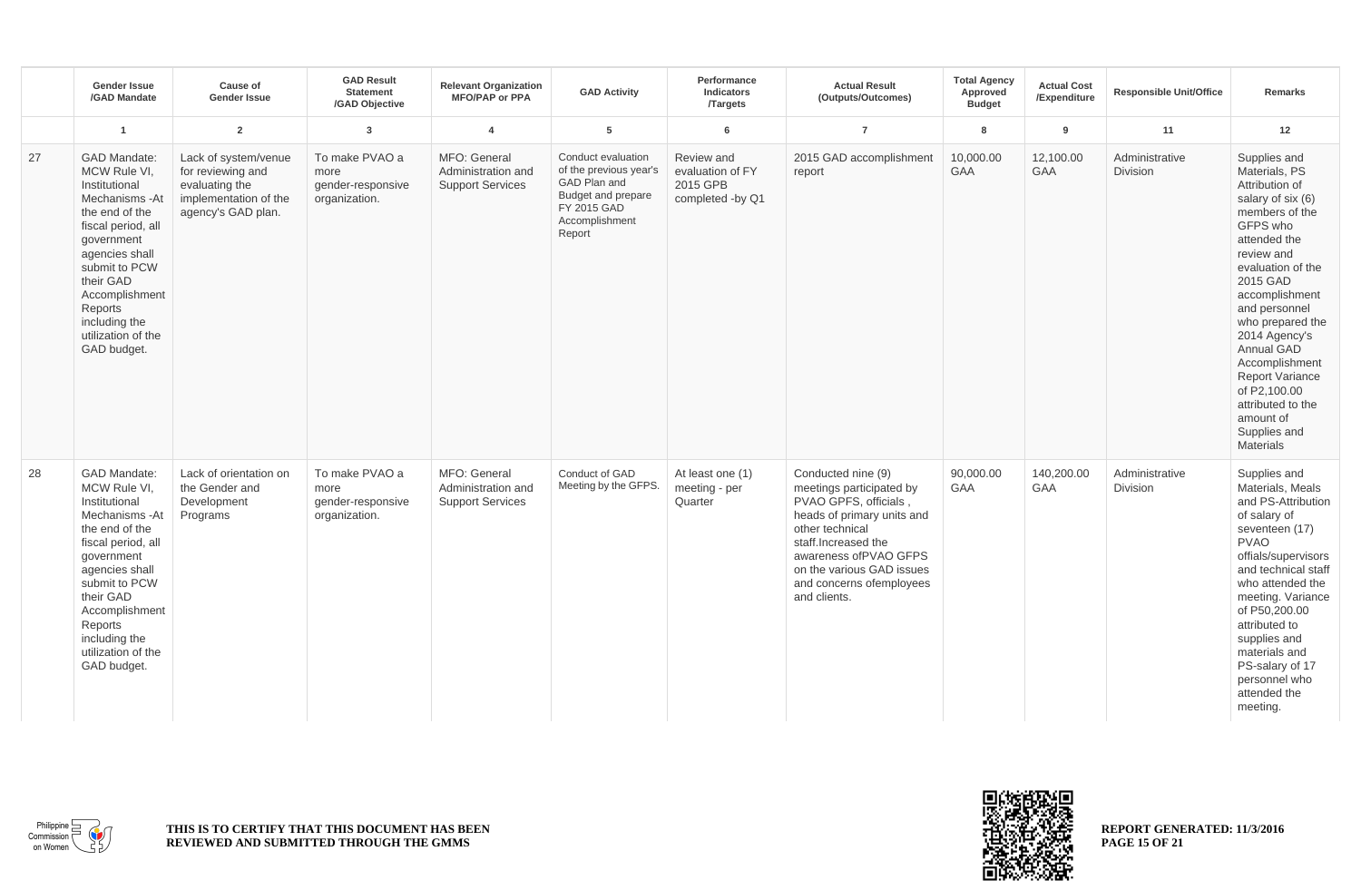| | Gender Issue /GAD Mandate | Cause of Gender Issue | GAD Result Statement /GAD Objective | Relevant Organization MFO/PAP or PPA | GAD Activity | Performance Indicators /Targets | Actual Result (Outputs/Outcomes) | Total Agency Approved Budget | Actual Cost /Expenditure | Responsible Unit/Office | Remarks |
|---|---|---|---|---|---|---|---|---|---|---|---|
| | 1 | 2 | 3 | 4 | 5 | 6 | 7 | 8 | 9 | 11 | 12 |
| 27 | GAD Mandate: MCW Rule VI, Institutional Mechanisms -At the end of the fiscal period, all government agencies shall submit to PCW their GAD Accomplishment Reports including the utilization of the GAD budget. | Lack of system/venue for reviewing and evaluating the implementation of the agency's GAD plan. | To make PVAO a more gender-responsive organization. | MFO: General Administration and Support Services | Conduct evaluation of the previous year's GAD Plan and Budget and prepare FY 2015 GAD Accomplishment Report | Review and evaluation of FY 2015 GPB completed -by Q1 | 2015 GAD accomplishment report | 10,000.00 GAA | 12,100.00 GAA | Administrative Division | Supplies and Materials, PS Attribution of salary of six (6) members of the GFPS who attended the review and evaluation of the 2015 GAD accomplishment and personnel who prepared the 2014 Agency's Annual GAD Accomplishment Report Variance of P2,100.00 attributed to the amount of Supplies and Materials |
| 28 | GAD Mandate: MCW Rule VI, Institutional Mechanisms -At the end of the fiscal period, all government agencies shall submit to PCW their GAD Accomplishment Reports including the utilization of the GAD budget. | Lack of orientation on the Gender and Development Programs | To make PVAO a more gender-responsive organization. | MFO: General Administration and Support Services | Conduct of GAD Meeting by the GFPS. | At least one (1) meeting - per Quarter | Conducted nine (9) meetings participated by PVAO GPFS, officials , heads of primary units and other technical staff.Increased the awareness ofPVAO GFPS on the various GAD issues and concerns ofemployees and clients. | 90,000.00 GAA | 140,200.00 GAA | Administrative Division | Supplies and Materials, Meals and PS-Attribution of salary of seventeen (17) PVAO offials/supervisors and technical staff who attended the meeting. Variance of P50,200.00 attributed to supplies and materials and PS-salary of 17 personnel who attended the meeting. |

THIS IS TO CERTIFY THAT THIS DOCUMENT HAS BEEN REVIEWED AND SUBMITTED THROUGH THE GMMS

REPORT GENERATED: 11/3/2016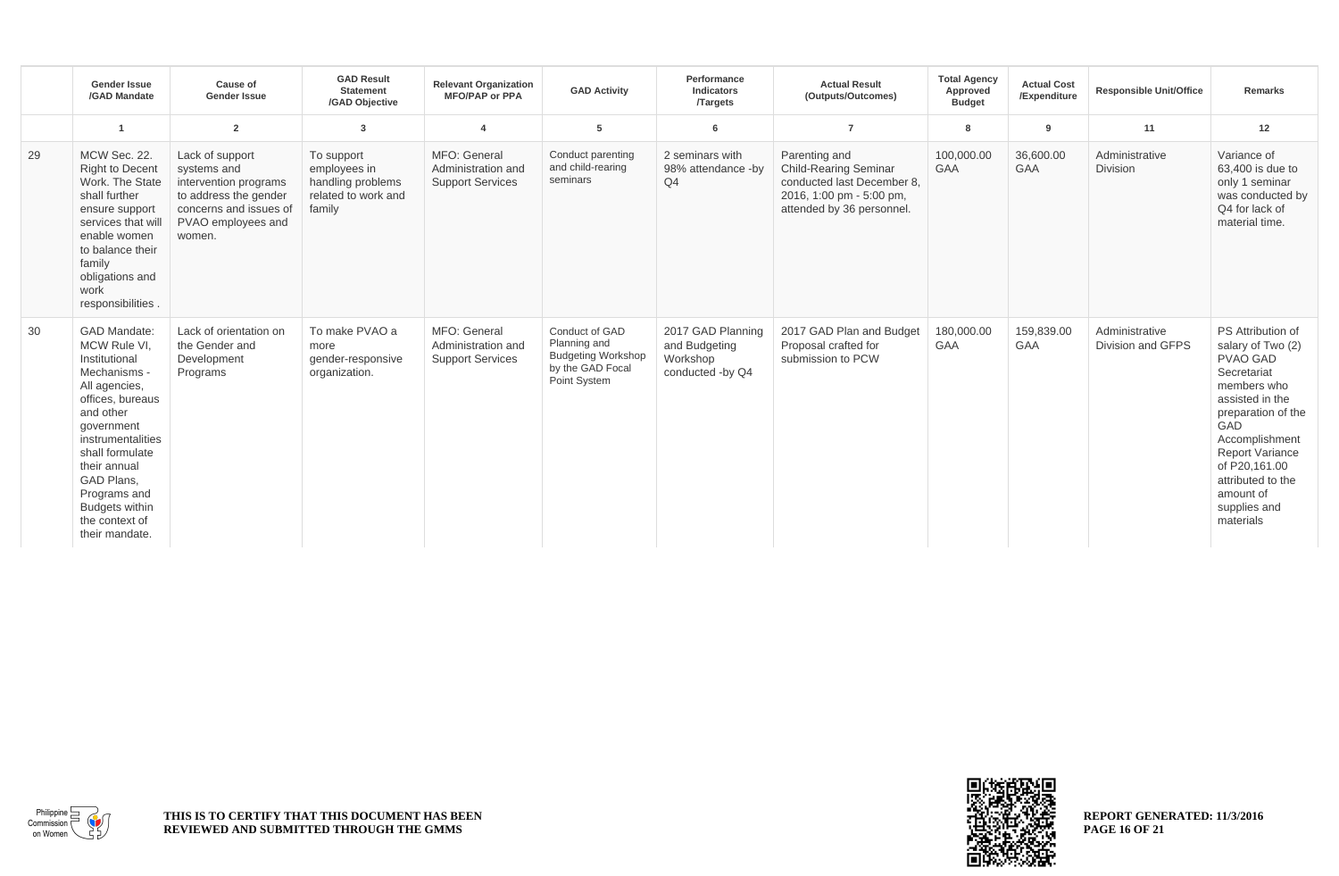| | Gender Issue /GAD Mandate | Cause of Gender Issue | GAD Result Statement /GAD Objective | Relevant Organization MFO/PAP or PPA | GAD Activity | Performance Indicators /Targets | Actual Result (Outputs/Outcomes) | Total Agency Approved Budget | Actual Cost /Expenditure | Responsible Unit/Office | Remarks |
|---|---|---|---|---|---|---|---|---|---|---|---|
| | 1 | 2 | 3 | 4 | 5 | 6 | 7 | 8 | 9 | 11 | 12 |
| 29 | MCW Sec. 22. Right to Decent Work. The State shall further ensure support services that will enable women to balance their family obligations and work responsibilities . | Lack of support systems and intervention programs to address the gender concerns and issues of PVAO employees and women. | To support employees in handling problems related to work and family | MFO: General Administration and Support Services | Conduct parenting and child-rearing seminars | 2 seminars with 98% attendance -by Q4 | Parenting and Child-Rearing Seminar conducted last December 8, 2016, 1:00 pm - 5:00 pm, attended by 36 personnel. | 100,000.00 GAA | 36,600.00 GAA | Administrative Division | Variance of 63,400 is due to only 1 seminar was conducted by Q4 for lack of material time. |
| 30 | GAD Mandate: MCW Rule VI, Institutional Mechanisms - All agencies, offices, bureaus and other government instrumentalities shall formulate their annual GAD Plans, Programs and Budgets within the context of their mandate. | Lack of orientation on the Gender and Development Programs | To make PVAO a more gender-responsive organization. | MFO: General Administration and Support Services | Conduct of GAD Planning and Budgeting Workshop by the GAD Focal Point System | 2017 GAD Planning and Budgeting Workshop conducted -by Q4 | 2017 GAD Plan and Budget Proposal crafted for submission to PCW | 180,000.00 GAA | 159,839.00 GAA | Administrative Division and GFPS | PS Attribution of salary of Two (2) PVAO GAD Secretariat members who assisted in the preparation of the GAD Accomplishment Report Variance of P20,161.00 attributed to the amount of supplies and materials |

THIS IS TO CERTIFY THAT THIS DOCUMENT HAS BEEN REVIEWED AND SUBMITTED THROUGH THE GMMS

REPORT GENERATED: 11/3/2016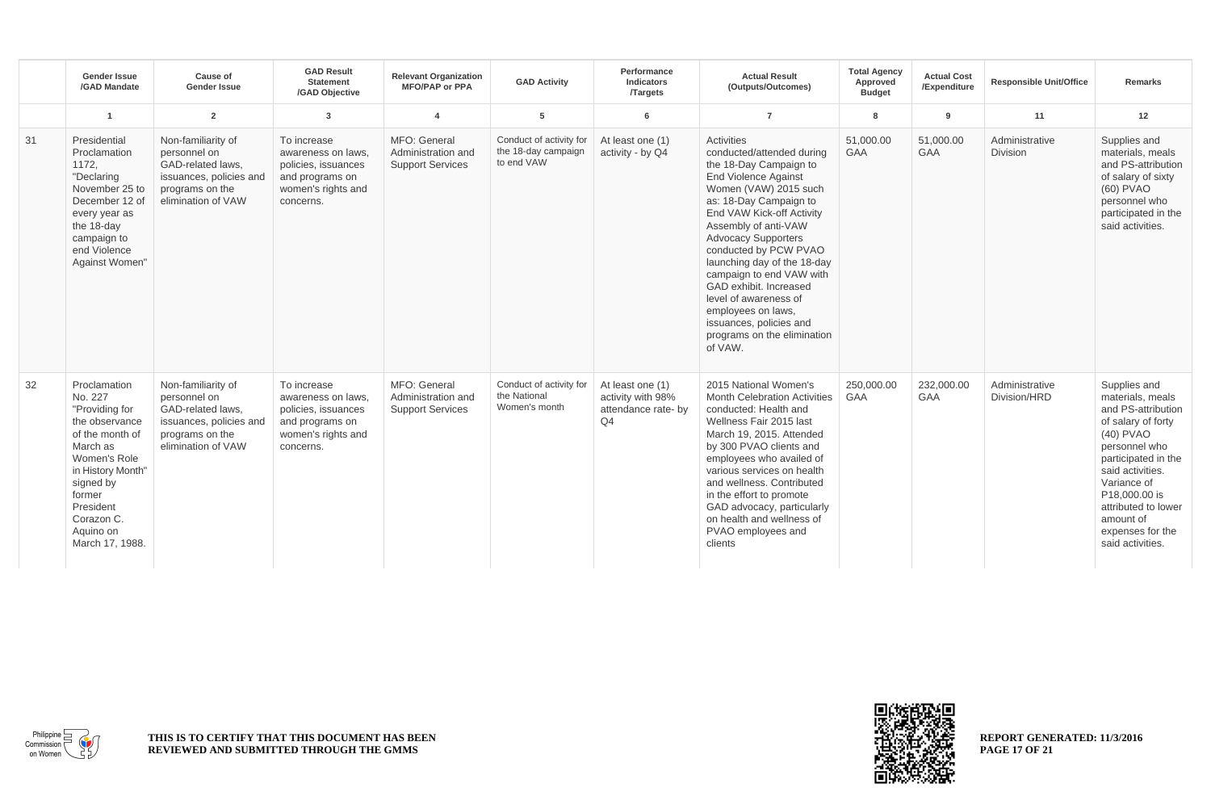| | Gender Issue /GAD Mandate | Cause of Gender Issue | GAD Result Statement /GAD Objective | Relevant Organization MFO/PAP or PPA | GAD Activity | Performance Indicators /Targets | Actual Result (Outputs/Outcomes) | Total Agency Approved Budget | Actual Cost /Expenditure | Responsible Unit/Office | Remarks |
|---|---|---|---|---|---|---|---|---|---|---|---|
| | 1 | 2 | 3 | 4 | 5 | 6 | 7 | 8 | 9 | 11 | 12 |
| 31 | Presidential Proclamation 1172, "Declaring November 25 to December 12 of every year as the 18-day campaign to end Violence Against Women" | Non-familiarity of personnel on GAD-related laws, issuances, policies and programs on the elimination of VAW | To increase awareness on laws, policies, issuances and programs on women's rights and concerns. | MFO: General Administration and Support Services | Conduct of activity for the 18-day campaign to end VAW | At least one (1) activity - by Q4 | Activities conducted/attended during the 18-Day Campaign to End Violence Against Women (VAW) 2015 such as: 18-Day Campaign to End VAW Kick-off Activity Assembly of anti-VAW Advocacy Supporters conducted by PCW PVAO launching day of the 18-day campaign to end VAW with GAD exhibit. Increased level of awareness of employees on laws, issuances, policies and programs on the elimination of VAW. | 51,000.00 GAA | 51,000.00 GAA | Administrative Division | Supplies and materials, meals and PS-attribution of salary of sixty (60) PVAO personnel who participated in the said activities. |
| 32 | Proclamation No. 227 "Providing for the observance of the month of March as Women's Role in History Month" signed by former President Corazon C. Aquino on March 17, 1988. | Non-familiarity of personnel on GAD-related laws, issuances, policies and programs on the elimination of VAW | To increase awareness on laws, policies, issuances and programs on women's rights and concerns. | MFO: General Administration and Support Services | Conduct of activity for the National Women's month | At least one (1) activity with 98% attendance rate- by Q4 | 2015 National Women's Month Celebration Activities conducted: Health and Wellness Fair 2015 last March 19, 2015. Attended by 300 PVAO clients and employees who availed of various services on health and wellness. Contributed in the effort to promote GAD advocacy, particularly on health and wellness of PVAO employees and clients | 250,000.00 GAA | 232,000.00 GAA | Administrative Division/HRD | Supplies and materials, meals and PS-attribution of salary of forty (40) PVAO personnel who participated in the said activities. Variance of P18,000.00 is attributed to lower amount of expenses for the said activities. |

**THIS IS TO CERTIFY THAT THIS DOCUMENT HAS BEEN REVIEWED AND SUBMITTED THROUGH THE GMMS**

**REPORT GENERATED: 11/3/2016**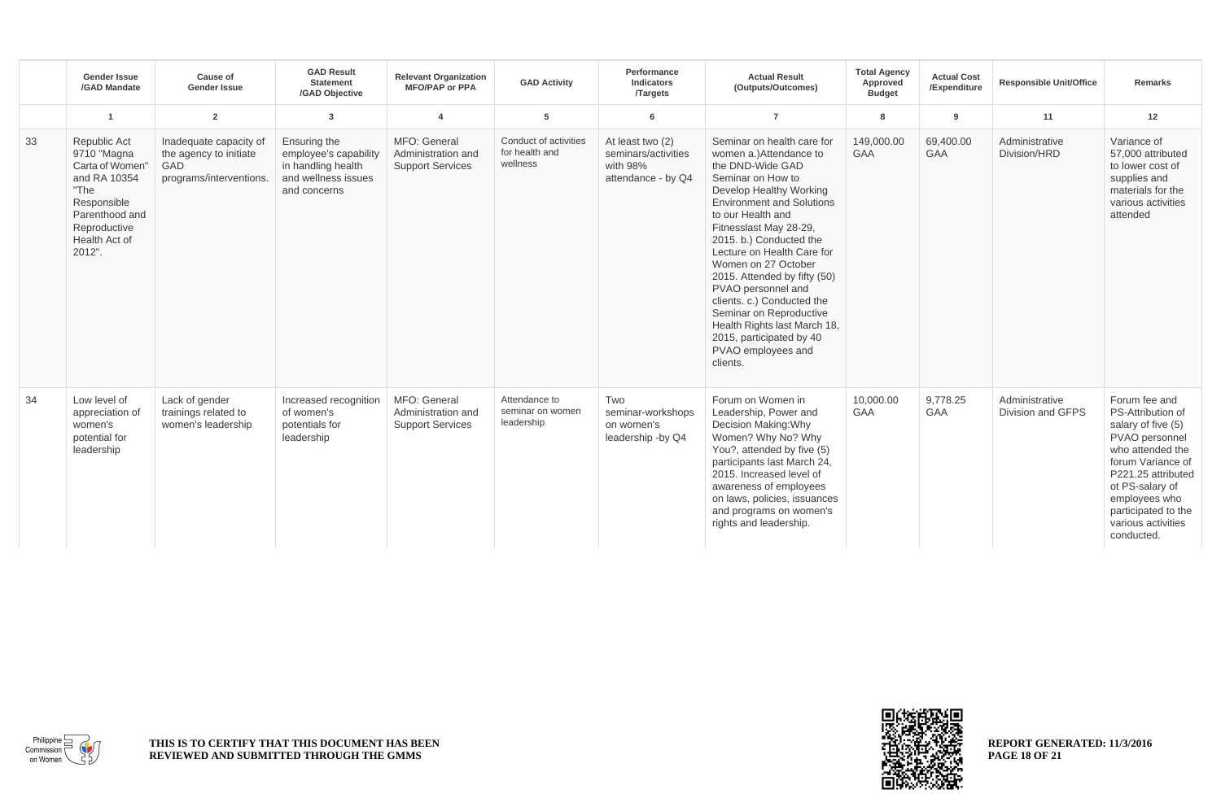| | Gender Issue /GAD Mandate | Cause of Gender Issue | GAD Result Statement /GAD Objective | Relevant Organization MFO/PAP or PPA | GAD Activity | Performance Indicators /Targets | Actual Result (Outputs/Outcomes) | Total Agency Approved Budget | Actual Cost /Expenditure | Responsible Unit/Office | Remarks |
|---|---|---|---|---|---|---|---|---|---|---|---|
| | 1 | 2 | 3 | 4 | 5 | 6 | 7 | 8 | 9 | 11 | 12 |
| 33 | Republic Act 9710 "Magna Carta of Women" and RA 10354 "The Responsible Parenthood and Reproductive Health Act of 2012". | Inadequate capacity of the agency to initiate GAD programs/interventions. | Ensuring the employee's capability in handling health and wellness issues and concerns | MFO: General Administration and Support Services | Conduct of activities for health and wellness | At least two (2) seminars/activities with 98% attendance - by Q4 | Seminar on health care for women a.)Attendance to the DND-Wide GAD Seminar on How to Develop Healthy Working Environment and Solutions to our Health and Fitnesslast May 28-29, 2015. b.) Conducted the Lecture on Health Care for Women on 27 October 2015. Attended by fifty (50) PVAO personnel and clients. c.) Conducted the Seminar on Reproductive Health Rights last March 18, 2015, participated by 40 PVAO employees and clients. | 149,000.00 GAA | 69,400.00 GAA | Administrative Division/HRD | Variance of 57,000 attributed to lower cost of supplies and materials for the various activities attended |
| 34 | Low level of appreciation of women's potential for leadership | Lack of gender trainings related to women's leadership | Increased recognition of women's potentials for leadership | MFO: General Administration and Support Services | Attendance to seminar on women leadership | Two seminar-workshops on women's leadership -by Q4 | Forum on Women in Leadership, Power and Decision Making:Why Women? Why No? Why You?, attended by five (5) participants last March 24, 2015. Increased level of awareness of employees on laws, policies, issuances and programs on women's rights and leadership. | 10,000.00 GAA | 9,778.25 GAA | Administrative Division and GFPS | Forum fee and PS-Attribution of salary of five (5) PVAO personnel who attended the forum Variance of P221.25 attributed ot PS-salary of employees who participated to the various activities conducted. |

THIS IS TO CERTIFY THAT THIS DOCUMENT HAS BEEN REVIEWED AND SUBMITTED THROUGH THE GMMS

REPORT GENERATED: 11/3/2016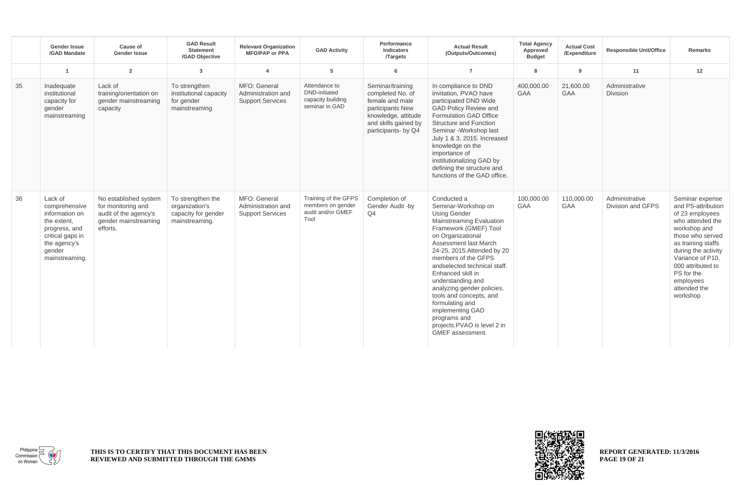| | Gender Issue /GAD Mandate | Cause of Gender Issue | GAD Result Statement /GAD Objective | Relevant Organization MFO/PAP or PPA | GAD Activity | Performance Indicators /Targets | Actual Result (Outputs/Outcomes) | Total Agency Approved Budget | Actual Cost /Expenditure | Responsible Unit/Office | Remarks |
|---|---|---|---|---|---|---|---|---|---|---|---|
| | 1 | 2 | 3 | 4 | 5 | 6 | 7 | 8 | 9 | 11 | 12 |
| 35 | Inadequate institutional capacity for gender mainstreaming | Lack of training/orientation on gender mainstreaming capacity | To strengthen institutional capacity for gender mainstreaming | MFO: General Administration and Support Services | Attendance to DND-initiated capacity building seminar in GAD | Seminar/training completed No. of female and male participants New knowledge, attitude and skills gained by participants- by Q4 | In compliance to DND invitation, PVAO have participated DND Wide GAD Policy Review and Formulation GAD Office Structure and Function Seminar -Workshop last July 1 & 3, 2015. Increased knowledge on the importance of institutionalizing GAD by defining the structure and functions of the GAD office. | 400,000.00 GAA | 21,600.00 GAA | Administrative Division | |
| 36 | Lack of comprehensive information on the extent, progress, and critical gaps in the agency's gender mainstreaming. | No established system for monitoring and audit of the agency's gender mainstreaming efforts. | To strengthen the organization's capacity for gender mainstreaming. | MFO: General Administration and Support Services | Training of the GFPS members on gender audit and/or GMEF Tool | Completion of Gender Audit -by Q4 | Conducted a Seminar-Workshop on Using Gender Mainstreaming Evaluation Framework (GMEF) Tool on Organizational Assessment last March 24-25, 2015.Attended by 20 members of the GFPS andselected technical staff. Enhanced skill in understanding and analyzing gender policies, tools and concepts, and formulating and implementing GAD programs and projects.PVAO is level 2 in GMEF assessment. | 100,000.00 GAA | 110,000.00 GAA | Administrative Division and GFPS | Seminar expense and PS-attribution of 23 employees who attended the workshop and those who served as training staffs during the activity Variance of P10, 000 attributed to PS for the employees attended the workshop |

THIS IS TO CERTIFY THAT THIS DOCUMENT HAS BEEN REVIEWED AND SUBMITTED THROUGH THE GMMS

REPORT GENERATED: 11/3/2016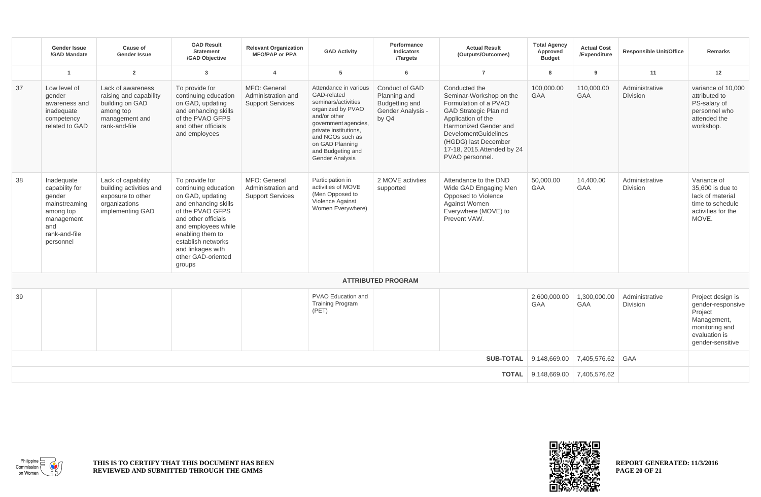| | Gender Issue /GAD Mandate | Cause of Gender Issue | GAD Result Statement /GAD Objective | Relevant Organization MFO/PAP or PPA | GAD Activity | Performance Indicators /Targets | Actual Result (Outputs/Outcomes) | Total Agency Approved Budget | Actual Cost /Expenditure | Responsible Unit/Office | Remarks |
|---|---|---|---|---|---|---|---|---|---|---|---|
| | 1 | 2 | 3 | 4 | 5 | 6 | 7 | 8 | 9 | 11 | 12 |
| 37 | Low level of gender awareness and inadequate competency related to GAD | Lack of awareness raising and capability building on GAD among top management and rank-and-file | To provide for continuing education on GAD, updating and enhancing skills of the PVAO GFPS and other officials and employees | MFO: General Administration and Support Services | Attendance in various GAD-related seminars/activities organized by PVAO and/or other government agencies, private institutions, and NGOs such as on GAD Planning and Budgeting and Gender Analysis | Conduct of GAD Planning and Budgetting and Gender Analysis - by Q4 | Conducted the Seminar-Workshop on the Formulation of a PVAO GAD Strategic Plan nd Application of the Harmonized Gender and DevelomentGuidelines (HGDG) last December 17-18, 2015.Attended by 24 PVAO personnel. | 100,000.00 GAA | 110,000.00 GAA | Administrative Division | variance of 10,000 attributed to PS-salary of personnel who attended the workshop. |
| 38 | Inadequate capability for gender mainstreaming among top management and rank-and-file personnel | Lack of capability building activities and exposure to other organizations implementing GAD | To provide for continuing education on GAD, updating and enhancing skills of the PVAO GFPS and other officials and employees while enabling them to establish networks and linkages with other GAD-oriented groups | MFO: General Administration and Support Services | Participation in activities of MOVE (Men Opposed to Violence Against Women Everywhere) | 2 MOVE activties supported | Attendance to the DND Wide GAD Engaging Men Opposed to Violence Against Women Everywhere (MOVE) to Prevent VAW. | 50,000.00 GAA | 14,400.00 GAA | Administrative Division | Variance of 35,600 is due to lack of material time to schedule activities for the MOVE. |
| **ATTRIBUTED PROGRAM** | | | | | | | | | | | |
| 39 | | | | | PVAO Education and Training Program (PET) | | | 2,600,000.00 GAA | 1,300,000.00 GAA | Administrative Division | Project design is gender-responsive Project Management, monitoring and evaluation is gender-sensitive |
| | | | | | | | **SUB-TOTAL** | 9,148,669.00 | 7,405,576.62 | GAA | |
| | | | | | | | **TOTAL** | 9,148,669.00 | 7,405,576.62 | | |

**THIS IS TO CERTIFY THAT THIS DOCUMENT HAS BEEN REVIEWED AND SUBMITTED THROUGH THE GMMS**

**REPORT GENERATED: 11/3/2016**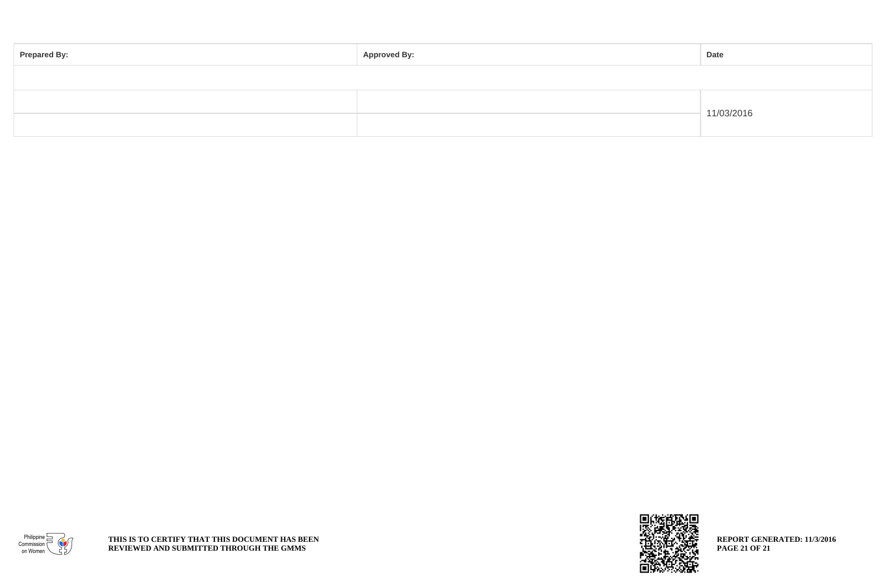| Prepared By: | Approved By: | Date |
| --- | --- | --- |
| | | |
| | | 11/03/2016 |
| | | |

THIS IS TO CERTIFY THAT THIS DOCUMENT HAS BEEN REVIEWED AND SUBMITTED THROUGH THE GMMS

REPORT GENERATED: 11/3/2016